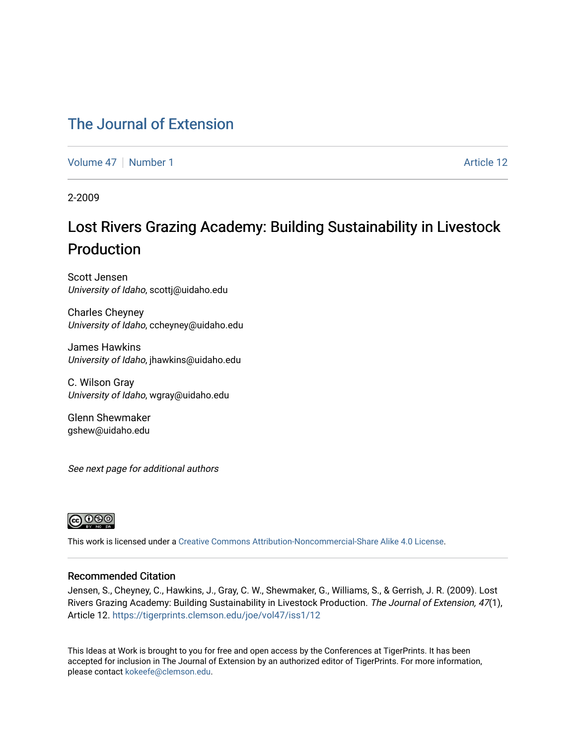# The Journal of Extension

Volume 47 | Number 1 Article 12

2-2009

## Lost Rivers Grazing Academy: Building Sustainability in Livestock Production

Scott Jensen
*University of Idaho*, scottj@uidaho.edu

Charles Cheyney
*University of Idaho*, ccheyney@uidaho.edu

James Hawkins
*University of Idaho*, jhawkins@uidaho.edu

C. Wilson Gray
*University of Idaho*, wgray@uidaho.edu

Glenn Shewmaker
gshew@uidaho.edu

*See next page for additional authors*

This work is licensed under a Creative Commons Attribution-Noncommercial-Share Alike 4.0 License.

### Recommended Citation

Jensen, S., Cheyney, C., Hawkins, J., Gray, C. W., Shewmaker, G., Williams, S., & Gerrish, J. R. (2009). Lost Rivers Grazing Academy: Building Sustainability in Livestock Production. *The Journal of Extension, 47*(1), Article 12. https://tigerprints.clemson.edu/joe/vol47/iss1/12

This Ideas at Work is brought to you for free and open access by the Conferences at TigerPrints. It has been accepted for inclusion in The Journal of Extension by an authorized editor of TigerPrints. For more information, please contact kokeefe@clemson.edu.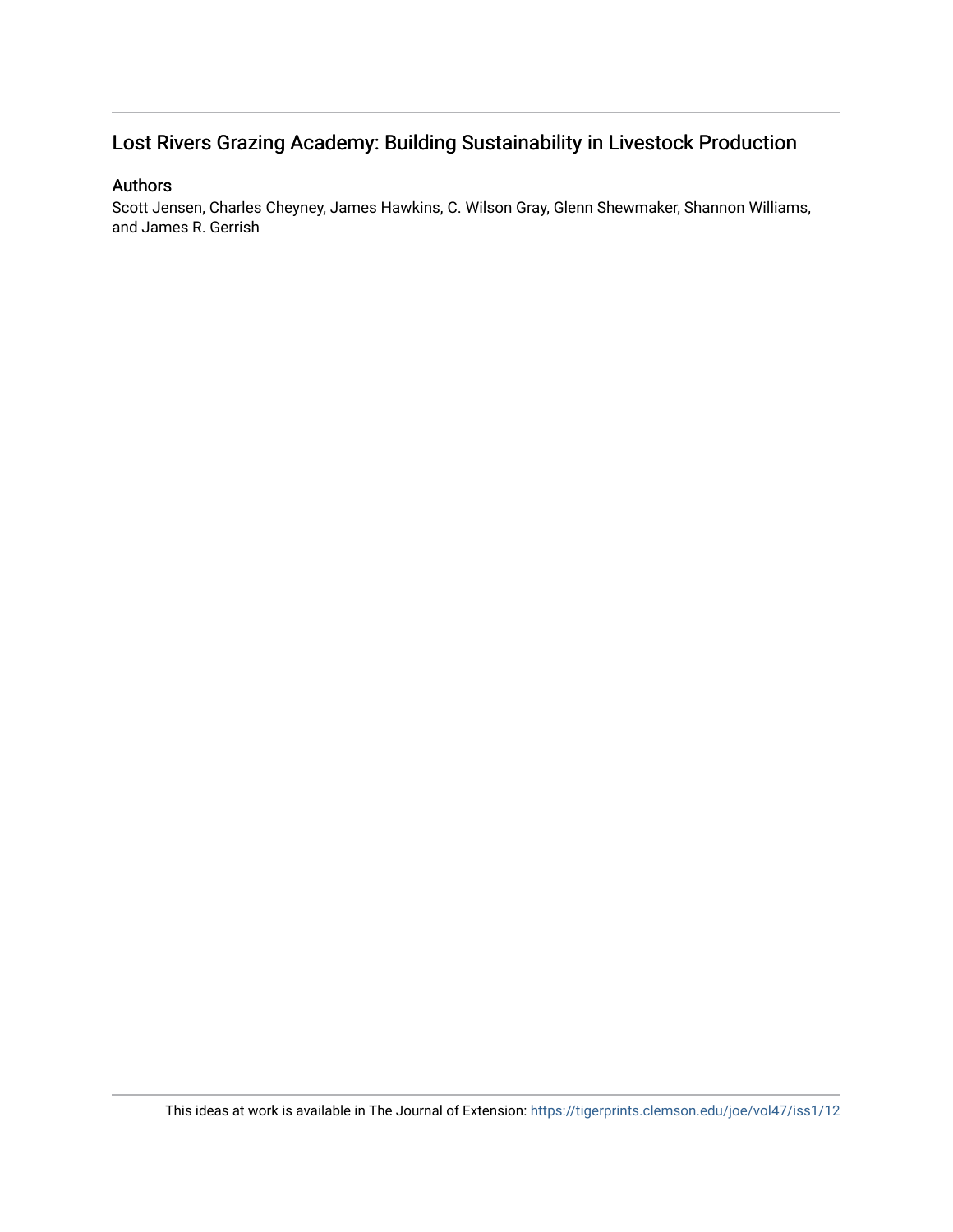# Lost Rivers Grazing Academy: Building Sustainability in Livestock Production

## Authors

Scott Jensen, Charles Cheyney, James Hawkins, C. Wilson Gray, Glenn Shewmaker, Shannon Williams, and James R. Gerrish

This ideas at work is available in The Journal of Extension: https://tigerprints.clemson.edu/joe/vol47/iss1/12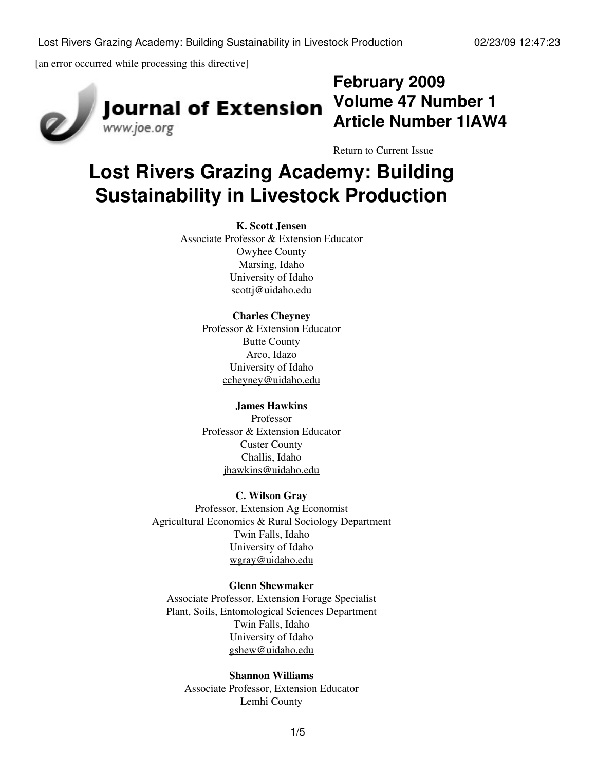[an error occurred while processing this directive]

**February 2009**
**Volume 47 Number 1**
**Article Number 1IAW4**

Return to Current Issue

# Lost Rivers Grazing Academy: Building Sustainability in Livestock Production

**K. Scott Jensen**
Associate Professor & Extension Educator
Owyhee County
Marsing, Idaho
University of Idaho
scottj@uidaho.edu

**Charles Cheyney**
Professor & Extension Educator
Butte County
Arco, Idazo
University of Idaho
ccheyney@uidaho.edu

**James Hawkins**
Professor
Professor & Extension Educator
Custer County
Challis, Idaho
jhawkins@uidaho.edu

**C. Wilson Gray**
Professor, Extension Ag Economist
Agricultural Economics & Rural Sociology Department
Twin Falls, Idaho
University of Idaho
wgray@uidaho.edu

**Glenn Shewmaker**
Associate Professor, Extension Forage Specialist
Plant, Soils, Entomological Sciences Department
Twin Falls, Idaho
University of Idaho
gshew@uidaho.edu

**Shannon Williams**
Associate Professor, Extension Educator
Lemhi County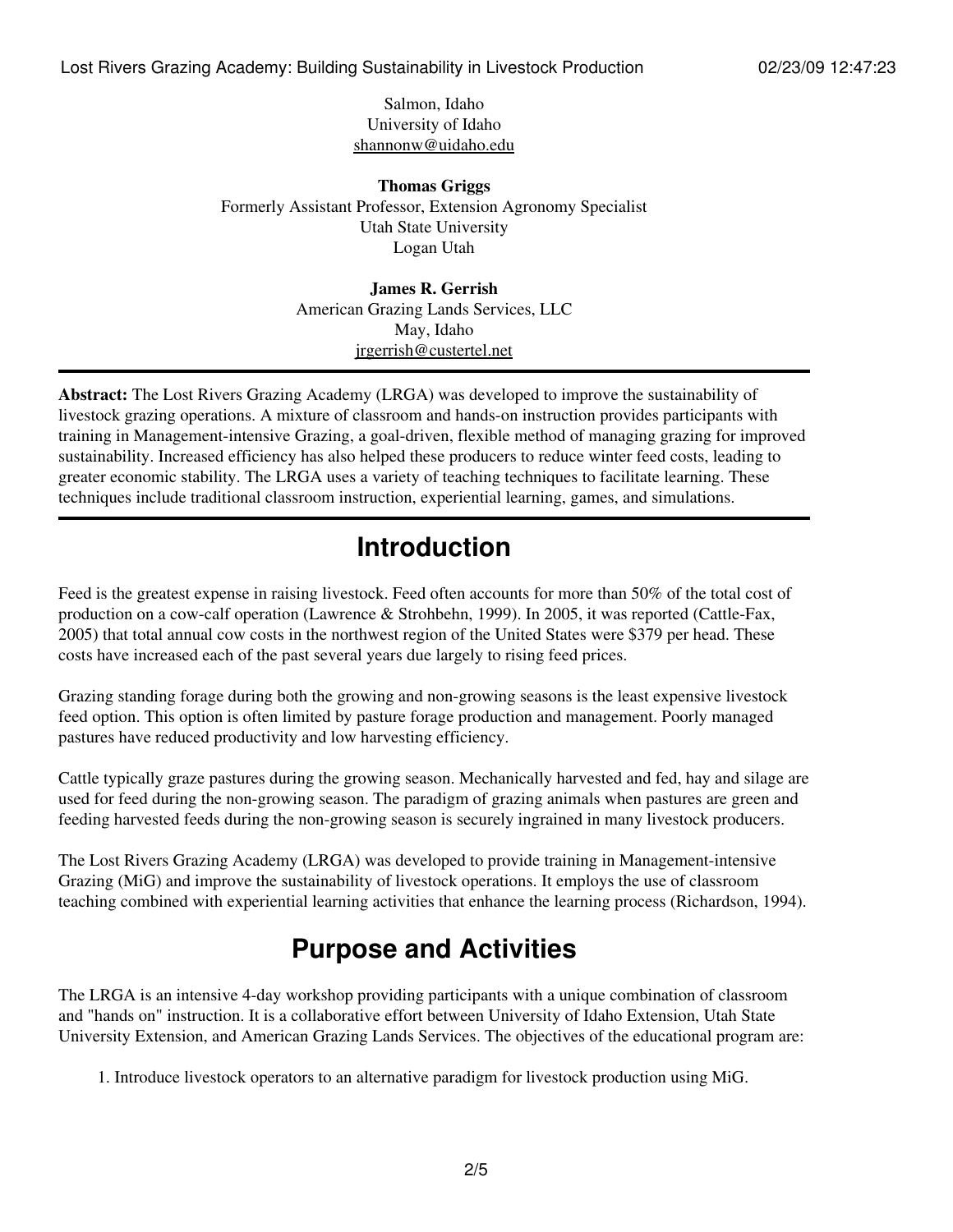Salmon, Idaho
University of Idaho
shannonw@uidaho.edu

**Thomas Griggs**
Formerly Assistant Professor, Extension Agronomy Specialist
Utah State University
Logan Utah

**James R. Gerrish**
American Grazing Lands Services, LLC
May, Idaho
jrgerrish@custertel.net

---

**Abstract:** The Lost Rivers Grazing Academy (LRGA) was developed to improve the sustainability of livestock grazing operations. A mixture of classroom and hands-on instruction provides participants with training in Management-intensive Grazing, a goal-driven, flexible method of managing grazing for improved sustainability. Increased efficiency has also helped these producers to reduce winter feed costs, leading to greater economic stability. The LRGA uses a variety of teaching techniques to facilitate learning. These techniques include traditional classroom instruction, experiential learning, games, and simulations.

---

## Introduction

Feed is the greatest expense in raising livestock. Feed often accounts for more than 50% of the total cost of production on a cow-calf operation (Lawrence & Strohbehn, 1999). In 2005, it was reported (Cattle-Fax, 2005) that total annual cow costs in the northwest region of the United States were $379 per head. These costs have increased each of the past several years due largely to rising feed prices.

Grazing standing forage during both the growing and non-growing seasons is the least expensive livestock feed option. This option is often limited by pasture forage production and management. Poorly managed pastures have reduced productivity and low harvesting efficiency.

Cattle typically graze pastures during the growing season. Mechanically harvested and fed, hay and silage are used for feed during the non-growing season. The paradigm of grazing animals when pastures are green and feeding harvested feeds during the non-growing season is securely ingrained in many livestock producers.

The Lost Rivers Grazing Academy (LRGA) was developed to provide training in Management-intensive Grazing (MiG) and improve the sustainability of livestock operations. It employs the use of classroom teaching combined with experiential learning activities that enhance the learning process (Richardson, 1994).

## Purpose and Activities

The LRGA is an intensive 4-day workshop providing participants with a unique combination of classroom and "hands on" instruction. It is a collaborative effort between University of Idaho Extension, Utah State University Extension, and American Grazing Lands Services. The objectives of the educational program are:

1. Introduce livestock operators to an alternative paradigm for livestock production using MiG.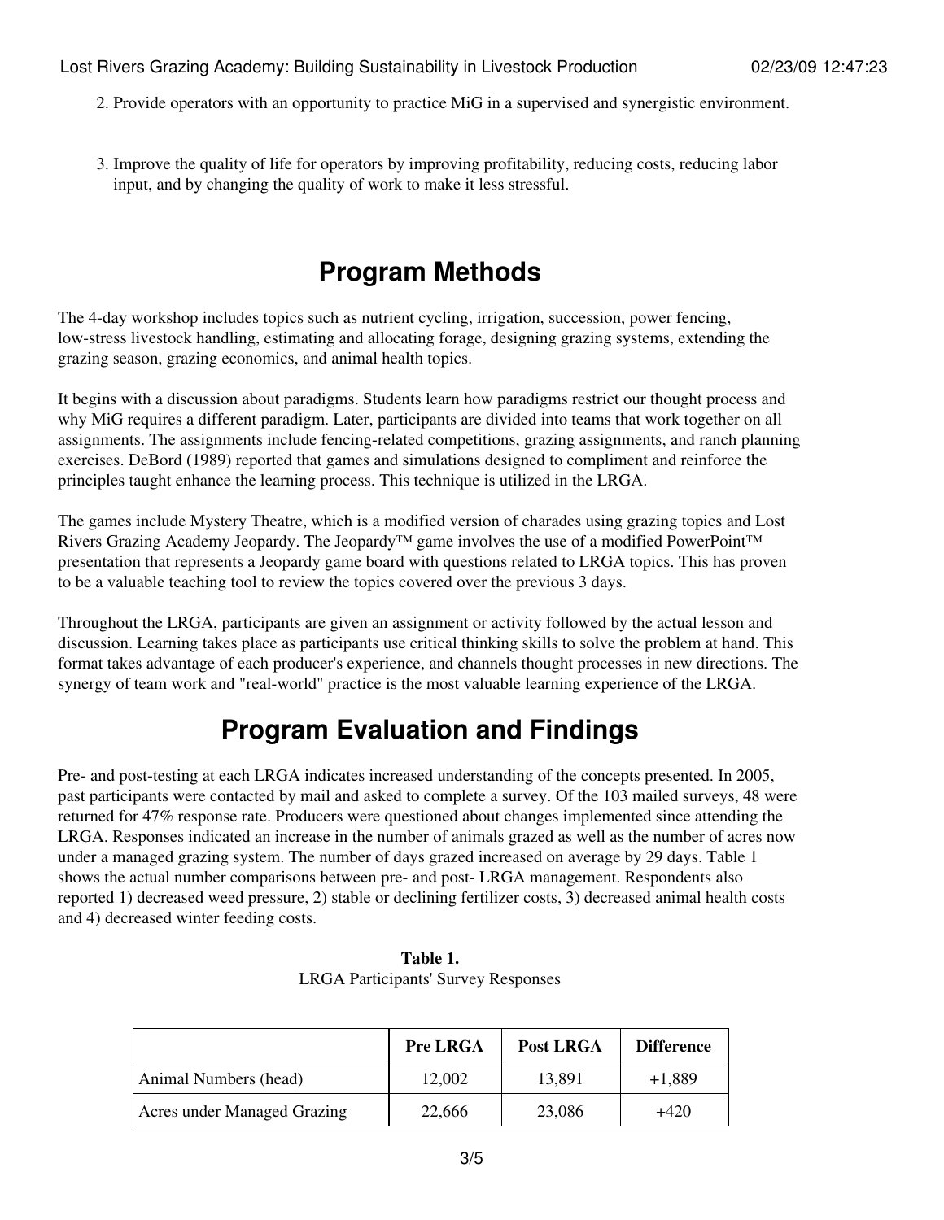2. Provide operators with an opportunity to practice MiG in a supervised and synergistic environment.

3. Improve the quality of life for operators by improving profitability, reducing costs, reducing labor input, and by changing the quality of work to make it less stressful.

## Program Methods

The 4-day workshop includes topics such as nutrient cycling, irrigation, succession, power fencing, low-stress livestock handling, estimating and allocating forage, designing grazing systems, extending the grazing season, grazing economics, and animal health topics.

It begins with a discussion about paradigms. Students learn how paradigms restrict our thought process and why MiG requires a different paradigm. Later, participants are divided into teams that work together on all assignments. The assignments include fencing-related competitions, grazing assignments, and ranch planning exercises. DeBord (1989) reported that games and simulations designed to compliment and reinforce the principles taught enhance the learning process. This technique is utilized in the LRGA.

The games include Mystery Theatre, which is a modified version of charades using grazing topics and Lost Rivers Grazing Academy Jeopardy. The Jeopardy™ game involves the use of a modified PowerPoint™ presentation that represents a Jeopardy game board with questions related to LRGA topics. This has proven to be a valuable teaching tool to review the topics covered over the previous 3 days.

Throughout the LRGA, participants are given an assignment or activity followed by the actual lesson and discussion. Learning takes place as participants use critical thinking skills to solve the problem at hand. This format takes advantage of each producer's experience, and channels thought processes in new directions. The synergy of team work and "real-world" practice is the most valuable learning experience of the LRGA.

## Program Evaluation and Findings

Pre- and post-testing at each LRGA indicates increased understanding of the concepts presented. In 2005, past participants were contacted by mail and asked to complete a survey. Of the 103 mailed surveys, 48 were returned for 47% response rate. Producers were questioned about changes implemented since attending the LRGA. Responses indicated an increase in the number of animals grazed as well as the number of acres now under a managed grazing system. The number of days grazed increased on average by 29 days. Table 1 shows the actual number comparisons between pre- and post- LRGA management. Respondents also reported 1) decreased weed pressure, 2) stable or declining fertilizer costs, 3) decreased animal health costs and 4) decreased winter feeding costs.

**Table 1.**
LRGA Participants' Survey Responses

| | Pre LRGA | Post LRGA | Difference |
|---|---|---|---|
| Animal Numbers (head) | 12,002 | 13,891 | +1,889 |
| Acres under Managed Grazing | 22,666 | 23,086 | +420 |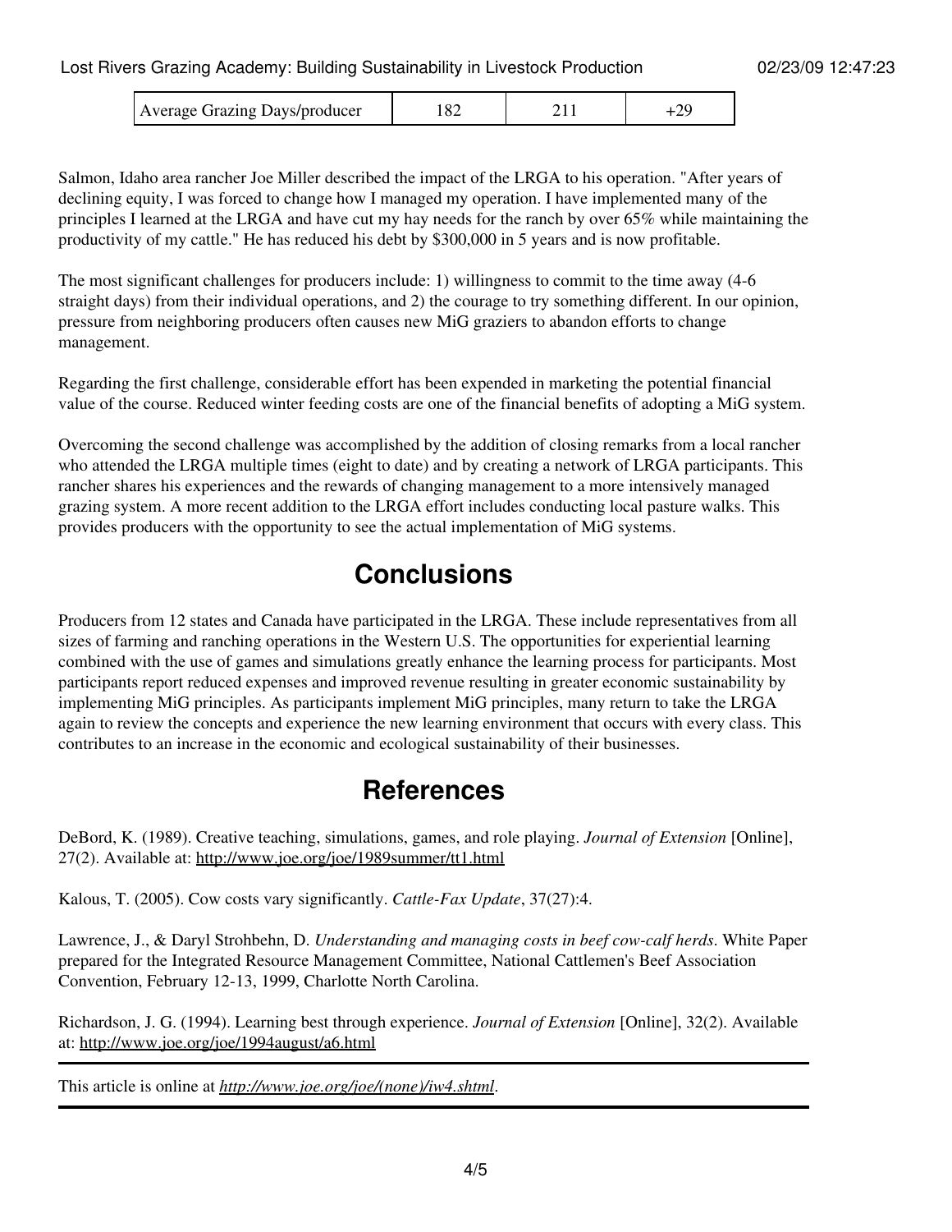| | | | |
|---|---|---|---|
| Average Grazing Days/producer | 182 | 211 | +29 |

Salmon, Idaho area rancher Joe Miller described the impact of the LRGA to his operation. "After years of declining equity, I was forced to change how I managed my operation. I have implemented many of the principles I learned at the LRGA and have cut my hay needs for the ranch by over 65% while maintaining the productivity of my cattle." He has reduced his debt by $300,000 in 5 years and is now profitable.

The most significant challenges for producers include: 1) willingness to commit to the time away (4-6 straight days) from their individual operations, and 2) the courage to try something different. In our opinion, pressure from neighboring producers often causes new MiG graziers to abandon efforts to change management.

Regarding the first challenge, considerable effort has been expended in marketing the potential financial value of the course. Reduced winter feeding costs are one of the financial benefits of adopting a MiG system.

Overcoming the second challenge was accomplished by the addition of closing remarks from a local rancher who attended the LRGA multiple times (eight to date) and by creating a network of LRGA participants. This rancher shares his experiences and the rewards of changing management to a more intensively managed grazing system. A more recent addition to the LRGA effort includes conducting local pasture walks. This provides producers with the opportunity to see the actual implementation of MiG systems.

## Conclusions

Producers from 12 states and Canada have participated in the LRGA. These include representatives from all sizes of farming and ranching operations in the Western U.S. The opportunities for experiential learning combined with the use of games and simulations greatly enhance the learning process for participants. Most participants report reduced expenses and improved revenue resulting in greater economic sustainability by implementing MiG principles. As participants implement MiG principles, many return to take the LRGA again to review the concepts and experience the new learning environment that occurs with every class. This contributes to an increase in the economic and ecological sustainability of their businesses.

## References

DeBord, K. (1989). Creative teaching, simulations, games, and role playing. *Journal of Extension* [Online], 27(2). Available at: http://www.joe.org/joe/1989summer/tt1.html

Kalous, T. (2005). Cow costs vary significantly. *Cattle-Fax Update*, 37(27):4.

Lawrence, J., & Daryl Strohbehn, D. *Understanding and managing costs in beef cow-calf herds*. White Paper prepared for the Integrated Resource Management Committee, National Cattlemen's Beef Association Convention, February 12-13, 1999, Charlotte North Carolina.

Richardson, J. G. (1994). Learning best through experience. *Journal of Extension* [Online], 32(2). Available at: http://www.joe.org/joe/1994august/a6.html

---

This article is online at *http://www.joe.org/joe/(none)/iw4.shtml*.

---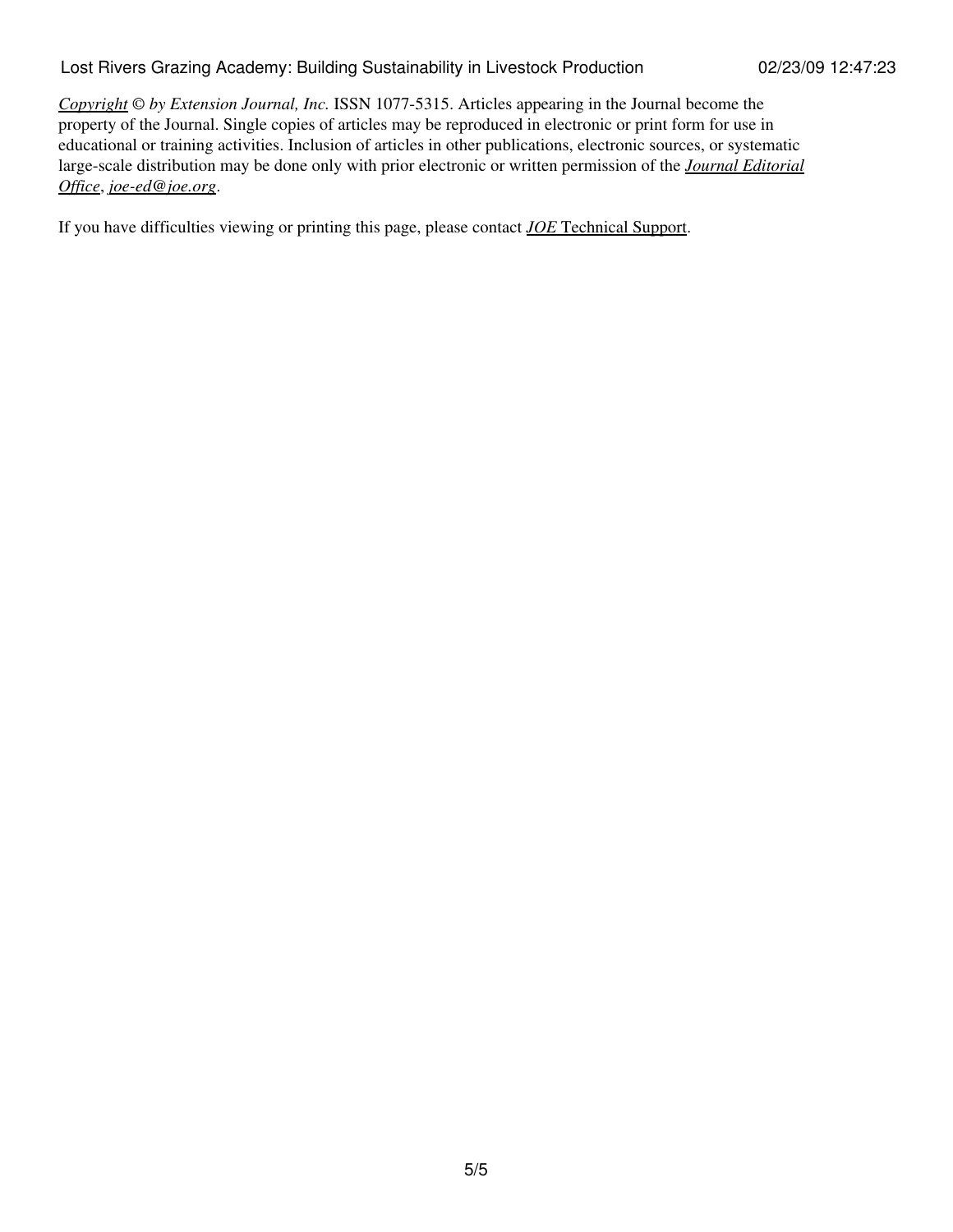*Copyright* © *by Extension Journal, Inc.* ISSN 1077-5315. Articles appearing in the Journal become the property of the Journal. Single copies of articles may be reproduced in electronic or print form for use in educational or training activities. Inclusion of articles in other publications, electronic sources, or systematic large-scale distribution may be done only with prior electronic or written permission of the *Journal Editorial Office*, *joe-ed@joe.org*.

If you have difficulties viewing or printing this page, please contact *JOE* Technical Support.